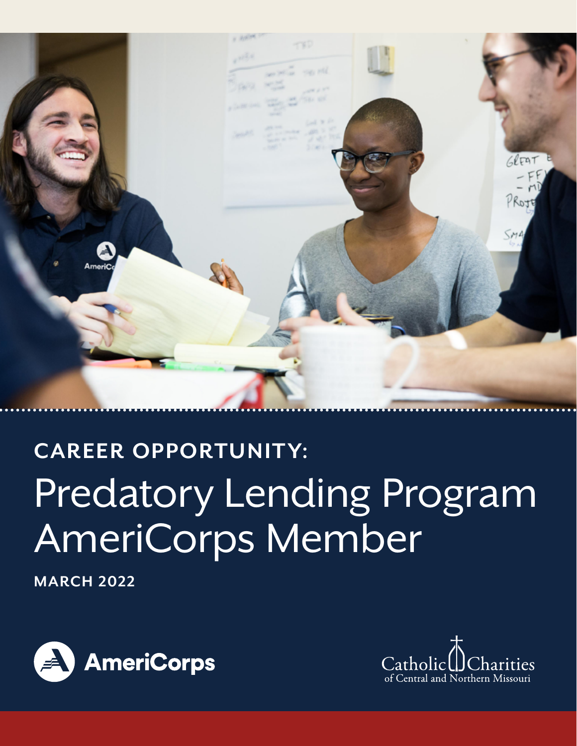CAREER OPPORTUNITY:

# Predatory Lending Program AmeriCorps Member

**MARCH 2022**

AmeriCorps

Catholic Charities of Central and Northern Missouri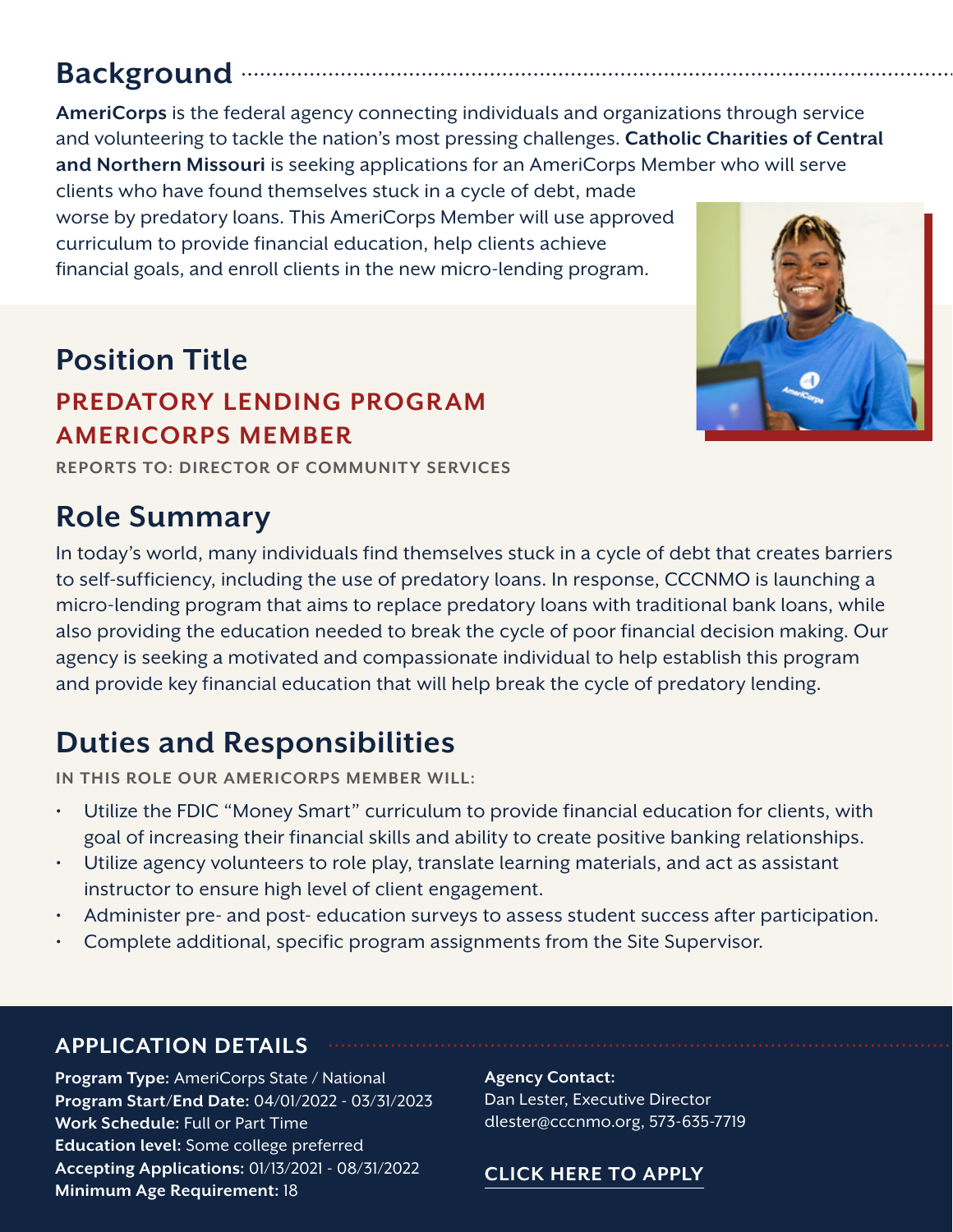## Background

**AmeriCorps** is the federal agency connecting individuals and organizations through service and volunteering to tackle the nation's most pressing challenges. **Catholic Charities of Central and Northern Missouri** is seeking applications for an AmeriCorps Member who will serve clients who have found themselves stuck in a cycle of debt, made worse by predatory loans. This AmeriCorps Member will use approved curriculum to provide financial education, help clients achieve financial goals, and enroll clients in the new micro-lending program.

## Position Title

### PREDATORY LENDING PROGRAM AMERICORPS MEMBER

REPORTS TO: DIRECTOR OF COMMUNITY SERVICES

## Role Summary

In today's world, many individuals find themselves stuck in a cycle of debt that creates barriers to self-sufficiency, including the use of predatory loans. In response, CCCNMO is launching a micro-lending program that aims to replace predatory loans with traditional bank loans, while also providing the education needed to break the cycle of poor financial decision making. Our agency is seeking a motivated and compassionate individual to help establish this program and provide key financial education that will help break the cycle of predatory lending.

## Duties and Responsibilities

IN THIS ROLE OUR AMERICORPS MEMBER WILL:

- Utilize the FDIC "Money Smart" curriculum to provide financial education for clients, with goal of increasing their financial skills and ability to create positive banking relationships.
- Utilize agency volunteers to role play, translate learning materials, and act as assistant instructor to ensure high level of client engagement.
- Administer pre- and post- education surveys to assess student success after participation.
- Complete additional, specific program assignments from the Site Supervisor.

### APPLICATION DETAILS

**Program Type:** AmeriCorps State / National
**Program Start/End Date:** 04/01/2022 - 03/31/2023
**Work Schedule:** Full or Part Time
**Education level:** Some college preferred
**Accepting Applications:** 01/13/2021 - 08/31/2022
**Minimum Age Requirement:** 18

**Agency Contact:**
Dan Lester, Executive Director
dlester@cccnmo.org, 573-635-7719

**CLICK HERE TO APPLY**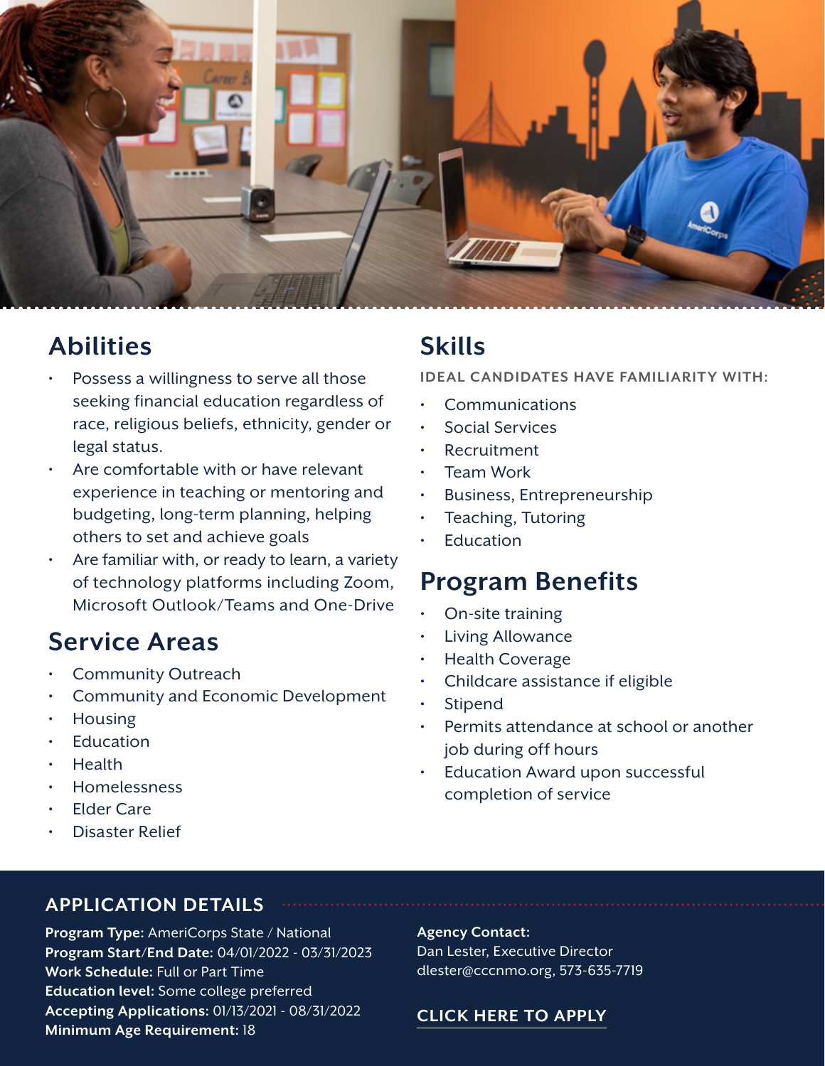## Abilities

- Possess a willingness to serve all those seeking financial education regardless of race, religious beliefs, ethnicity, gender or legal status.
- Are comfortable with or have relevant experience in teaching or mentoring and budgeting, long-term planning, helping others to set and achieve goals
- Are familiar with, or ready to learn, a variety of technology platforms including Zoom, Microsoft Outlook/Teams and One-Drive

## Service Areas

- Community Outreach
- Community and Economic Development
- Housing
- Education
- Health
- Homelessness
- Elder Care
- Disaster Relief

## Skills

**IDEAL CANDIDATES HAVE FAMILIARITY WITH:**

- Communications
- Social Services
- Recruitment
- Team Work
- Business, Entrepreneurship
- Teaching, Tutoring
- Education

## Program Benefits

- On-site training
- Living Allowance
- Health Coverage
- Childcare assistance if eligible
- Stipend
- Permits attendance at school or another job during off hours
- Education Award upon successful completion of service

### APPLICATION DETAILS

**Program Type:** AmeriCorps State / National
**Program Start/End Date:** 04/01/2022 - 03/31/2023
**Work Schedule:** Full or Part Time
**Education level:** Some college preferred
**Accepting Applications:** 01/13/2021 - 08/31/2022
**Minimum Age Requirement:** 18

**Agency Contact:**
Dan Lester, Executive Director
dlester@cccnmo.org, 573-635-7719

**CLICK HERE TO APPLY**